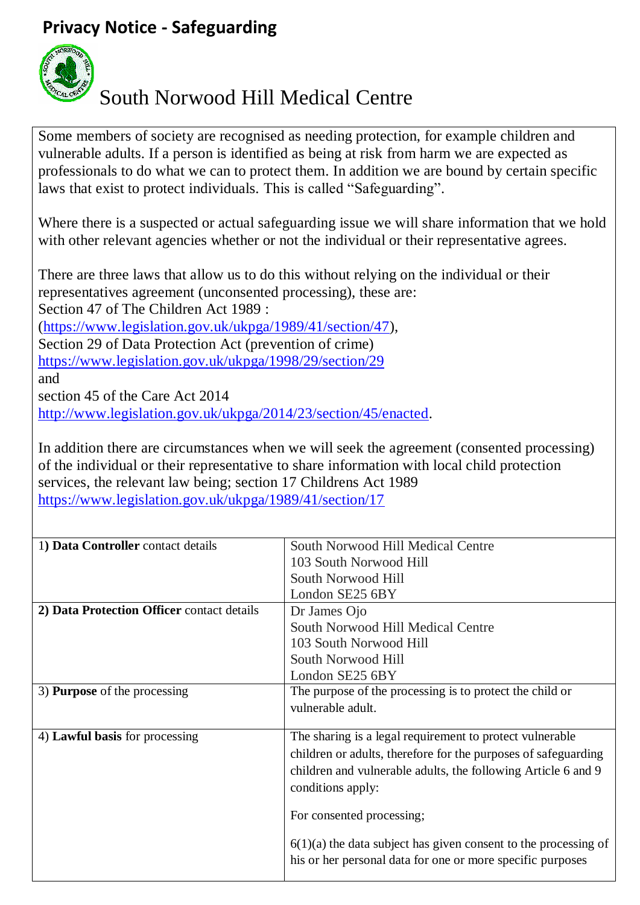# Privacy Notice - Safeguarding

## South Norwood Hill Medical Centre

Some members of society are recognised as needing protection, for example children and vulnerable adults. If a person is identified as being at risk from harm we are expected as professionals to do what we can to protect them. In addition we are bound by certain specific laws that exist to protect individuals. This is called "Safeguarding".

Where there is a suspected or actual safeguarding issue we will share information that we hold with other relevant agencies whether or not the individual or their representative agrees.

There are three laws that allow us to do this without relying on the individual or their representatives agreement (unconsented processing), these are:
Section 47 of The Children Act 1989 :
(https://www.legislation.gov.uk/ukpga/1989/41/section/47),
Section 29 of Data Protection Act (prevention of crime)
https://www.legislation.gov.uk/ukpga/1998/29/section/29
and
section 45 of the Care Act 2014
http://www.legislation.gov.uk/ukpga/2014/23/section/45/enacted.

In addition there are circumstances when we will seek the agreement (consented processing) of the individual or their representative to share information with local child protection services, the relevant law being; section 17 Childrens Act 1989
https://www.legislation.gov.uk/ukpga/1989/41/section/17

| | |
|---|---|
| 1) **Data Controller** contact details | South Norwood Hill Medical Centre<br>103 South Norwood Hill<br>South Norwood Hill<br>London SE25 6BY |
| 2) **Data Protection Officer** contact details | Dr James Ojo<br>South Norwood Hill Medical Centre<br>103 South Norwood Hill<br>South Norwood Hill<br>London SE25 6BY |
| 3) **Purpose** of the processing | The purpose of the processing is to protect the child or vulnerable adult. |
| 4) **Lawful basis** for processing | The sharing is a legal requirement to protect vulnerable children or adults, therefore for the purposes of safeguarding children and vulnerable adults, the following Article 6 and 9 conditions apply:<br><br>For consented processing;<br><br>6(1)(a) the data subject has given consent to the processing of his or her personal data for one or more specific purposes |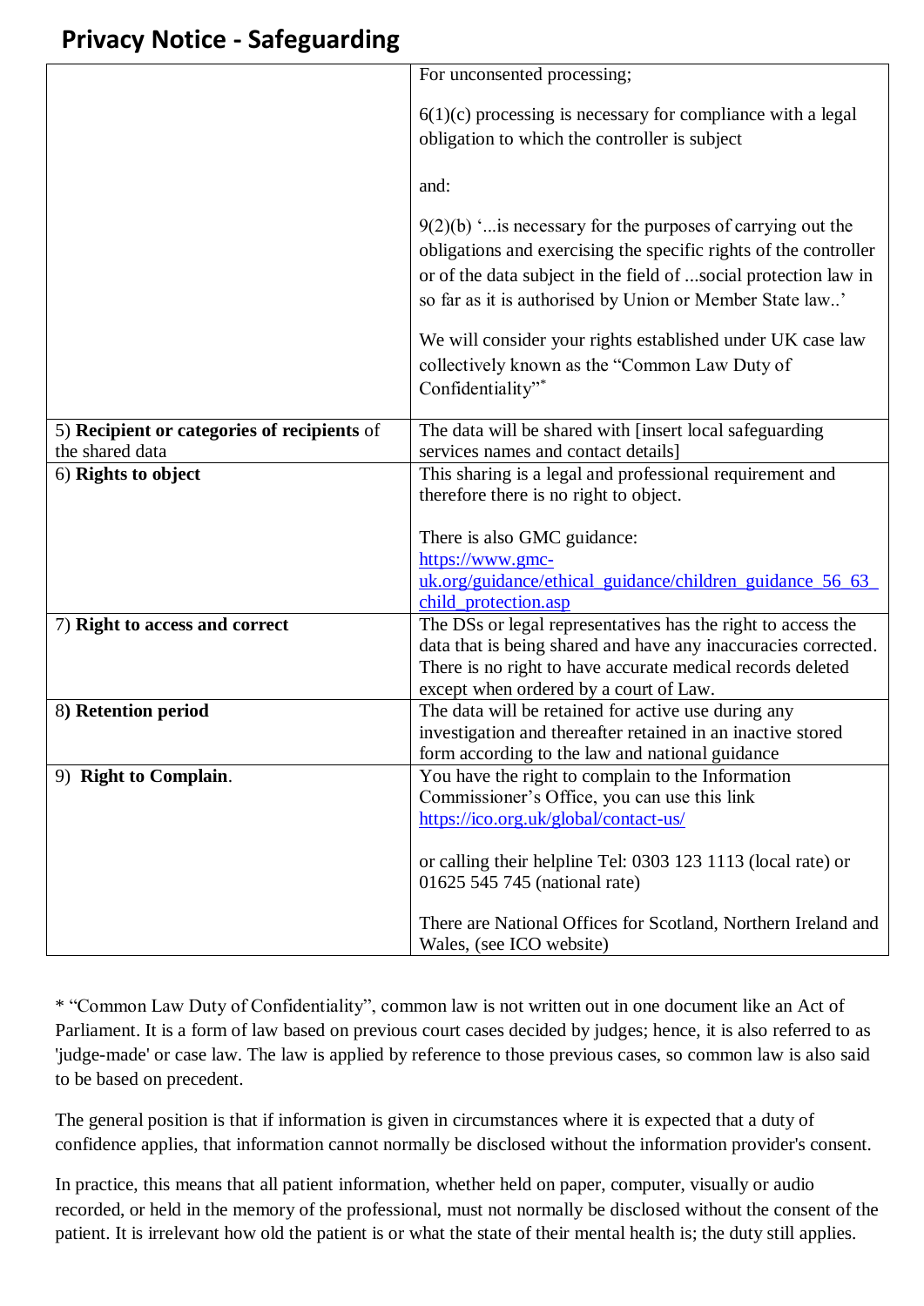## Privacy Notice - Safeguarding

| | |
|---|---|
| | For unconsented processing;<br><br>6(1)(c) processing is necessary for compliance with a legal obligation to which the controller is subject<br><br>and:<br><br>9(2)(b) '...is necessary for the purposes of carrying out the obligations and exercising the specific rights of the controller or of the data subject in the field of ...social protection law in so far as it is authorised by Union or Member State law..'<br><br>We will consider your rights established under UK case law collectively known as the "Common Law Duty of Confidentiality"* |
| 5) **Recipient or categories of recipients** of the shared data | The data will be shared with [insert local safeguarding services names and contact details] |
| 6) **Rights to object** | This sharing is a legal and professional requirement and therefore there is no right to object.<br><br>There is also GMC guidance:<br>[https://www.gmc-uk.org/guidance/ethical_guidance/children_guidance_56_63_child_protection.asp](https://www.gmc-uk.org/guidance/ethical_guidance/children_guidance_56_63_child_protection.asp) |
| 7) **Right to access and correct** | The DSs or legal representatives has the right to access the data that is being shared and have any inaccuracies corrected. There is no right to have accurate medical records deleted except when ordered by a court of Law. |
| 8**) Retention period** | The data will be retained for active use during any investigation and thereafter retained in an inactive stored form according to the law and national guidance |
| 9) **Right to Complain**. | You have the right to complain to the Information Commissioner's Office, you can use this link [https://ico.org.uk/global/contact-us/](https://ico.org.uk/global/contact-us/)<br><br>or calling their helpline Tel: 0303 123 1113 (local rate) or 01625 545 745 (national rate)<br><br>There are National Offices for Scotland, Northern Ireland and Wales, (see ICO website) |

* "Common Law Duty of Confidentiality", common law is not written out in one document like an Act of Parliament. It is a form of law based on previous court cases decided by judges; hence, it is also referred to as 'judge-made' or case law. The law is applied by reference to those previous cases, so common law is also said to be based on precedent.

The general position is that if information is given in circumstances where it is expected that a duty of confidence applies, that information cannot normally be disclosed without the information provider's consent.

In practice, this means that all patient information, whether held on paper, computer, visually or audio recorded, or held in the memory of the professional, must not normally be disclosed without the consent of the patient. It is irrelevant how old the patient is or what the state of their mental health is; the duty still applies.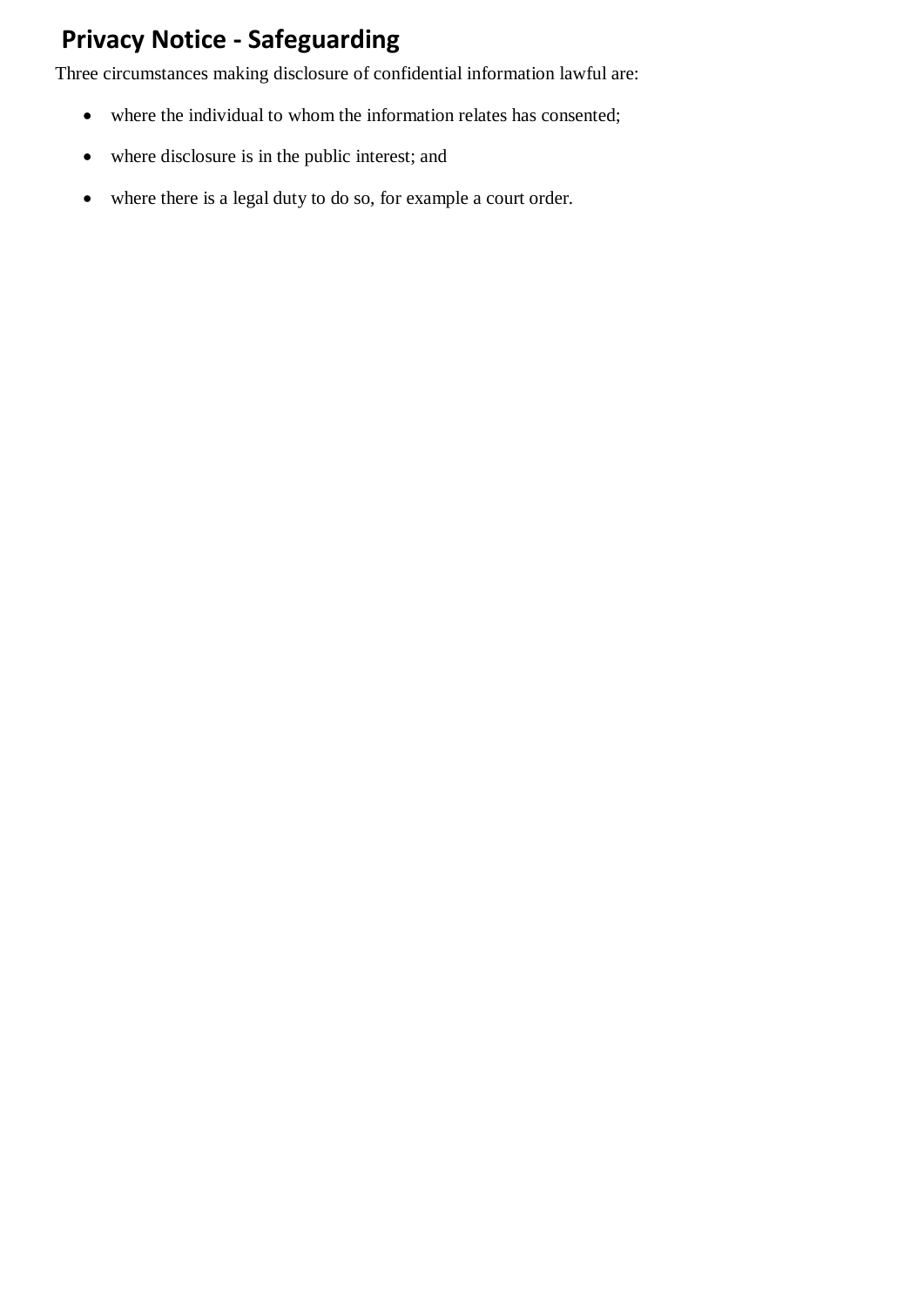## Privacy Notice - Safeguarding

Three circumstances making disclosure of confidential information lawful are:

- where the individual to whom the information relates has consented;
- where disclosure is in the public interest; and
- where there is a legal duty to do so, for example a court order.